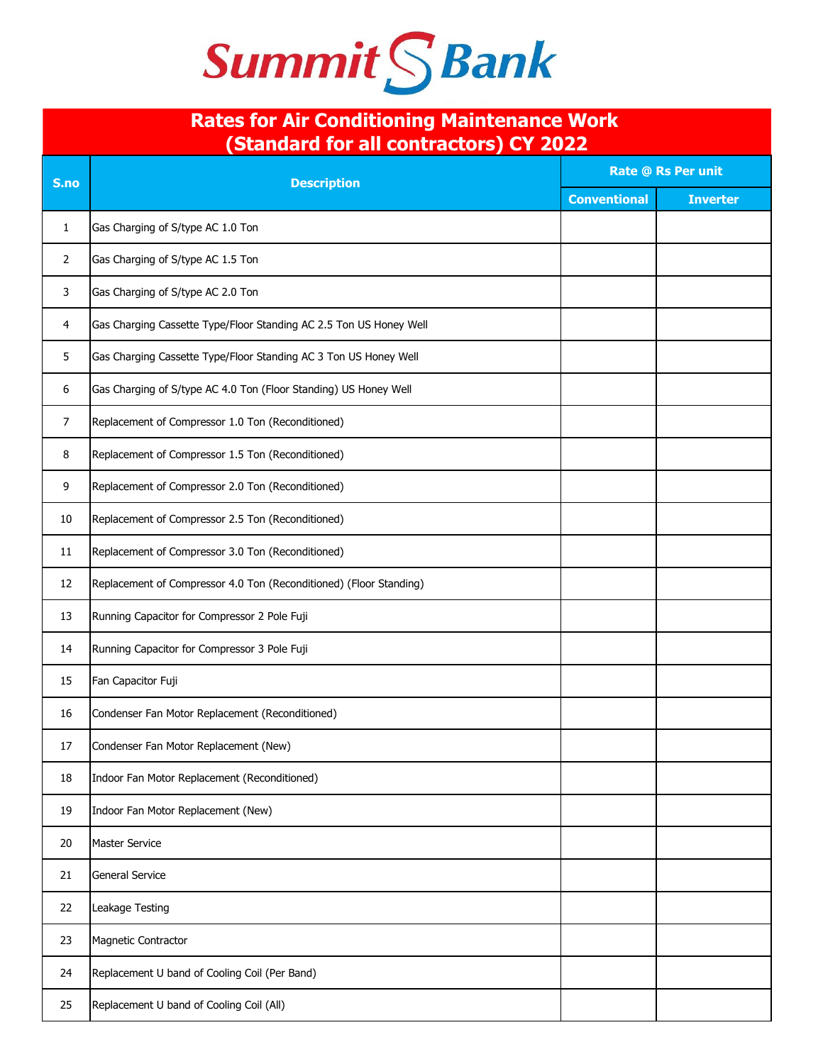Summit Bank

# Rates for Air Conditioning Maintenance Work (Standard for all contractors) CY 2022

| S.no | Description | Rate @ Rs Per unit | |
|---|---|---|---|
| | | Conventional | Inverter |
| 1 | Gas Charging of S/type AC 1.0 Ton | | |
| 2 | Gas Charging of S/type AC 1.5 Ton | | |
| 3 | Gas Charging of S/type AC 2.0 Ton | | |
| 4 | Gas Charging Cassette Type/Floor Standing AC 2.5 Ton US Honey Well | | |
| 5 | Gas Charging Cassette Type/Floor Standing AC 3 Ton US Honey Well | | |
| 6 | Gas Charging of S/type AC 4.0 Ton (Floor Standing) US Honey Well | | |
| 7 | Replacement of Compressor 1.0 Ton (Reconditioned) | | |
| 8 | Replacement of Compressor 1.5 Ton (Reconditioned) | | |
| 9 | Replacement of Compressor 2.0 Ton (Reconditioned) | | |
| 10 | Replacement of Compressor 2.5 Ton (Reconditioned) | | |
| 11 | Replacement of Compressor 3.0 Ton (Reconditioned) | | |
| 12 | Replacement of Compressor 4.0 Ton (Reconditioned) (Floor Standing) | | |
| 13 | Running Capacitor for Compressor 2 Pole Fuji | | |
| 14 | Running Capacitor for Compressor 3 Pole Fuji | | |
| 15 | Fan Capacitor Fuji | | |
| 16 | Condenser Fan Motor Replacement (Reconditioned) | | |
| 17 | Condenser Fan Motor Replacement (New) | | |
| 18 | Indoor Fan Motor Replacement (Reconditioned) | | |
| 19 | Indoor Fan Motor Replacement (New) | | |
| 20 | Master Service | | |
| 21 | General Service | | |
| 22 | Leakage Testing | | |
| 23 | Magnetic Contractor | | |
| 24 | Replacement U band of Cooling Coil (Per Band) | | |
| 25 | Replacement U band of Cooling Coil (All) | | |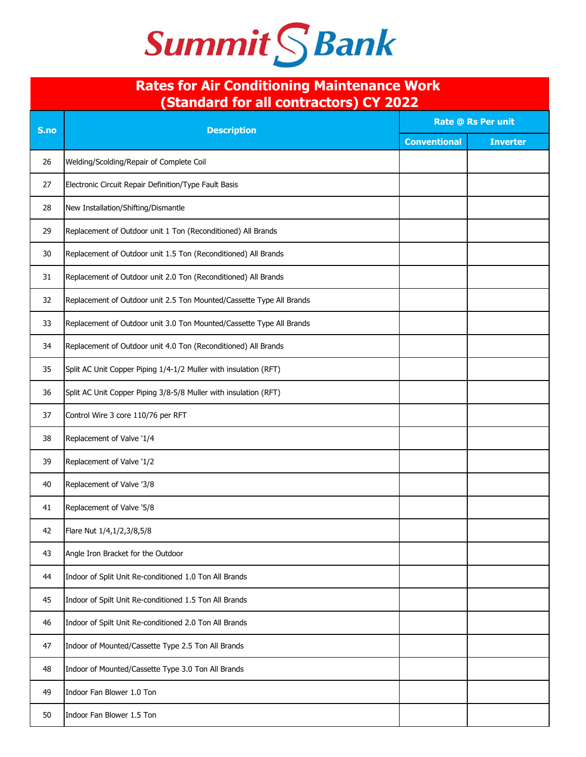# Summit Bank

## Rates for Air Conditioning Maintenance Work (Standard for all contractors) CY 2022

| S.no | Description | Rate @ Rs Per unit | |
|---|---|---|---|
| | | Conventional | Inverter |
| 26 | Welding/Scolding/Repair of Complete Coil | | |
| 27 | Electronic Circuit Repair Definition/Type Fault Basis | | |
| 28 | New Installation/Shifting/Dismantle | | |
| 29 | Replacement of Outdoor unit 1 Ton (Reconditioned) All Brands | | |
| 30 | Replacement of Outdoor unit 1.5 Ton (Reconditioned) All Brands | | |
| 31 | Replacement of Outdoor unit 2.0 Ton (Reconditioned) All Brands | | |
| 32 | Replacement of Outdoor unit 2.5 Ton Mounted/Cassette Type All Brands | | |
| 33 | Replacement of Outdoor unit 3.0 Ton Mounted/Cassette Type All Brands | | |
| 34 | Replacement of Outdoor unit 4.0 Ton (Reconditioned) All Brands | | |
| 35 | Split AC Unit Copper Piping 1/4-1/2 Muller with insulation (RFT) | | |
| 36 | Split AC Unit Copper Piping 3/8-5/8 Muller with insulation (RFT) | | |
| 37 | Control Wire 3 core 110/76 per RFT | | |
| 38 | Replacement of Valve '1/4 | | |
| 39 | Replacement of Valve '1/2 | | |
| 40 | Replacement of Valve '3/8 | | |
| 41 | Replacement of Valve '5/8 | | |
| 42 | Flare Nut 1/4,1/2,3/8,5/8 | | |
| 43 | Angle Iron Bracket for the Outdoor | | |
| 44 | Indoor of Split Unit Re-conditioned 1.0 Ton All Brands | | |
| 45 | Indoor of Spilt Unit Re-conditioned 1.5 Ton All Brands | | |
| 46 | Indoor of Spilt Unit Re-conditioned 2.0 Ton All Brands | | |
| 47 | Indoor of Mounted/Cassette Type 2.5 Ton All Brands | | |
| 48 | Indoor of Mounted/Cassette Type 3.0 Ton All Brands | | |
| 49 | Indoor Fan Blower 1.0 Ton | | |
| 50 | Indoor Fan Blower 1.5 Ton | | |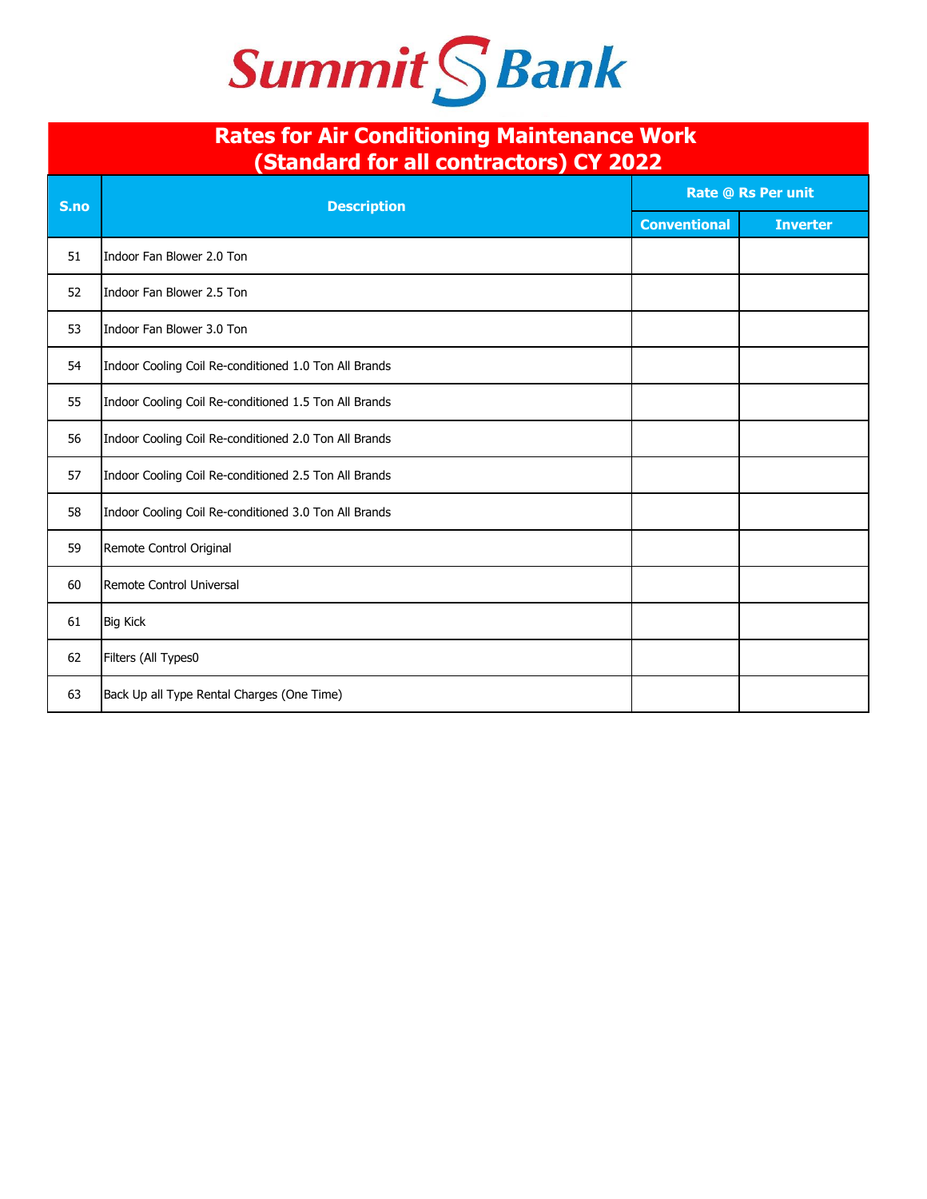Summit Bank

## Rates for Air Conditioning Maintenance Work (Standard for all contractors) CY 2022

| S.no | Description | Rate @ Rs Per unit | |
|---|---|---|---|
| | | Conventional | Inverter |
| 51 | Indoor Fan Blower 2.0 Ton | | |
| 52 | Indoor Fan Blower 2.5 Ton | | |
| 53 | Indoor Fan Blower 3.0 Ton | | |
| 54 | Indoor Cooling Coil Re-conditioned 1.0 Ton All Brands | | |
| 55 | Indoor Cooling Coil Re-conditioned 1.5 Ton All Brands | | |
| 56 | Indoor Cooling Coil Re-conditioned 2.0 Ton All Brands | | |
| 57 | Indoor Cooling Coil Re-conditioned 2.5 Ton All Brands | | |
| 58 | Indoor Cooling Coil Re-conditioned 3.0 Ton All Brands | | |
| 59 | Remote Control Original | | |
| 60 | Remote Control Universal | | |
| 61 | Big Kick | | |
| 62 | Filters (All Types0 | | |
| 63 | Back Up all Type Rental Charges (One Time) | | |